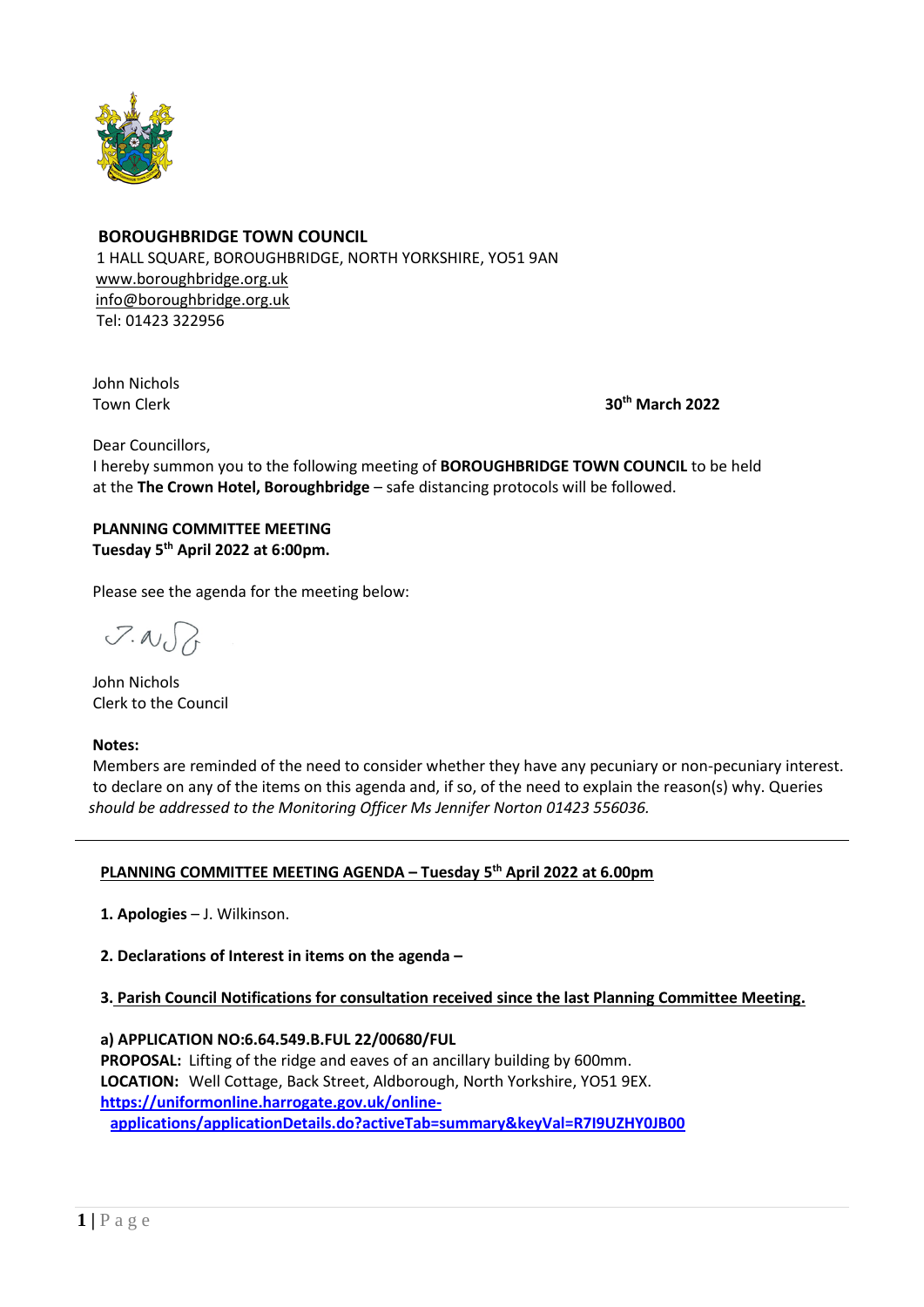**BOROUGHBRIDGE TOWN COUNCIL**
1 HALL SQUARE, BOROUGHBRIDGE, NORTH YORKSHIRE, YO51 9AN
www.boroughbridge.org.uk
info@boroughbridge.org.uk
Tel: 01423 322956

John Nichols
Town Clerk

**30th March 2022**

Dear Councillors,
I hereby summon you to the following meeting of **BOROUGHBRIDGE TOWN COUNCIL** to be held at the **The Crown Hotel, Boroughbridge** – safe distancing protocols will be followed.

**PLANNING COMMITTEE MEETING**
**Tuesday 5th April 2022 at 6:00pm.**

Please see the agenda for the meeting below:

J.N.

John Nichols
Clerk to the Council

**Notes:**
Members are reminded of the need to consider whether they have any pecuniary or non-pecuniary interest. to declare on any of the items on this agenda and, if so, of the need to explain the reason(s) why. Queries *should be addressed to the Monitoring Officer Ms Jennifer Norton 01423 556036.*

---

## PLANNING COMMITTEE MEETING AGENDA – Tuesday 5th April 2022 at 6.00pm

**1. Apologies** – J. Wilkinson.

**2. Declarations of Interest in items on the agenda –**

**3. Parish Council Notifications for consultation received since the last Planning Committee Meeting.**

**a) APPLICATION NO:6.64.549.B.FUL 22/00680/FUL**
**PROPOSAL:** Lifting of the ridge and eaves of an ancillary building by 600mm.
**LOCATION:** Well Cottage, Back Street, Aldborough, North Yorkshire, YO51 9EX.
**https://uniformonline.harrogate.gov.uk/online-applications/applicationDetails.do?activeTab=summary&keyVal=R7I9UZHY0JB00**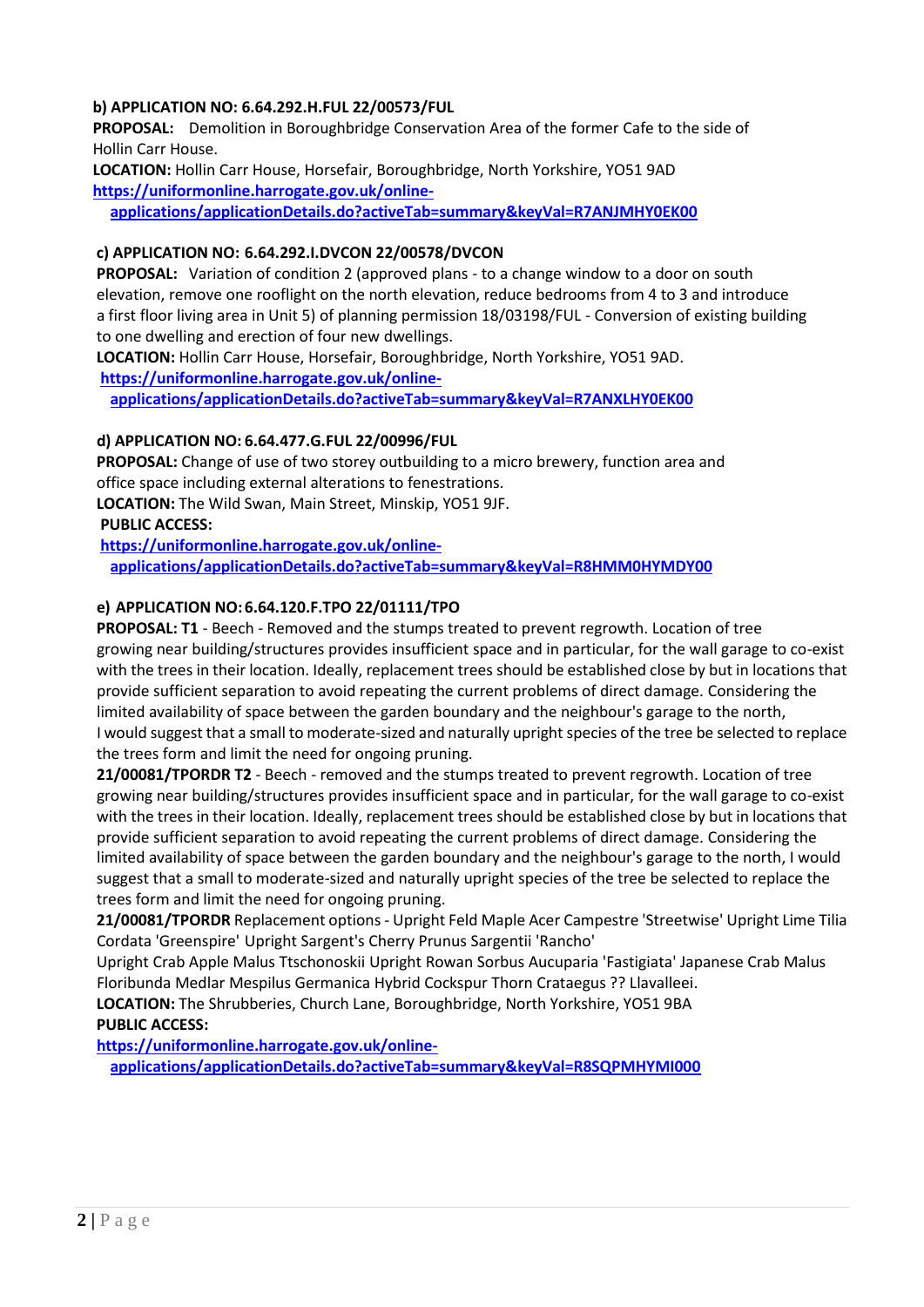**b) APPLICATION NO: 6.64.292.H.FUL 22/00573/FUL**

**PROPOSAL:** Demolition in Boroughbridge Conservation Area of the former Cafe to the side of Hollin Carr House.

**LOCATION:** Hollin Carr House, Horsefair, Boroughbridge, North Yorkshire, YO51 9AD

**https://uniformonline.harrogate.gov.uk/online-applications/applicationDetails.do?activeTab=summary&keyVal=R7ANJMHY0EK00**

**c) APPLICATION NO: 6.64.292.I.DVCON 22/00578/DVCON**

**PROPOSAL:** Variation of condition 2 (approved plans - to a change window to a door on south elevation, remove one rooflight on the north elevation, reduce bedrooms from 4 to 3 and introduce a first floor living area in Unit 5) of planning permission 18/03198/FUL - Conversion of existing building to one dwelling and erection of four new dwellings.

**LOCATION:** Hollin Carr House, Horsefair, Boroughbridge, North Yorkshire, YO51 9AD.

**https://uniformonline.harrogate.gov.uk/online-applications/applicationDetails.do?activeTab=summary&keyVal=R7ANXLHY0EK00**

**d) APPLICATION NO: 6.64.477.G.FUL 22/00996/FUL**

**PROPOSAL:** Change of use of two storey outbuilding to a micro brewery, function area and office space including external alterations to fenestrations.

**LOCATION:** The Wild Swan, Main Street, Minskip, YO51 9JF.

**PUBLIC ACCESS:**

**https://uniformonline.harrogate.gov.uk/online-applications/applicationDetails.do?activeTab=summary&keyVal=R8HMM0HYMDY00**

**e) APPLICATION NO: 6.64.120.F.TPO 22/01111/TPO**

**PROPOSAL: T1** - Beech - Removed and the stumps treated to prevent regrowth. Location of tree growing near building/structures provides insufficient space and in particular, for the wall garage to co-exist with the trees in their location. Ideally, replacement trees should be established close by but in locations that provide sufficient separation to avoid repeating the current problems of direct damage. Considering the limited availability of space between the garden boundary and the neighbour's garage to the north, I would suggest that a small to moderate-sized and naturally upright species of the tree be selected to replace the trees form and limit the need for ongoing pruning.

**21/00081/TPORDR T2** - Beech - removed and the stumps treated to prevent regrowth. Location of tree growing near building/structures provides insufficient space and in particular, for the wall garage to co-exist with the trees in their location. Ideally, replacement trees should be established close by but in locations that provide sufficient separation to avoid repeating the current problems of direct damage. Considering the limited availability of space between the garden boundary and the neighbour's garage to the north, I would suggest that a small to moderate-sized and naturally upright species of the tree be selected to replace the trees form and limit the need for ongoing pruning.

**21/00081/TPORDR** Replacement options - Upright Feld Maple Acer Campestre 'Streetwise' Upright Lime Tilia Cordata 'Greenspire' Upright Sargent's Cherry Prunus Sargentii 'Rancho'

Upright Crab Apple Malus Ttschonoskii Upright Rowan Sorbus Aucuparia 'Fastigiata' Japanese Crab Malus Floribunda Medlar Mespilus Germanica Hybrid Cockspur Thorn Crataegus ?? Llavalleei.

**LOCATION:** The Shrubberies, Church Lane, Boroughbridge, North Yorkshire, YO51 9BA

**PUBLIC ACCESS:**

**https://uniformonline.harrogate.gov.uk/online-applications/applicationDetails.do?activeTab=summary&keyVal=R8SQPMHYMI000**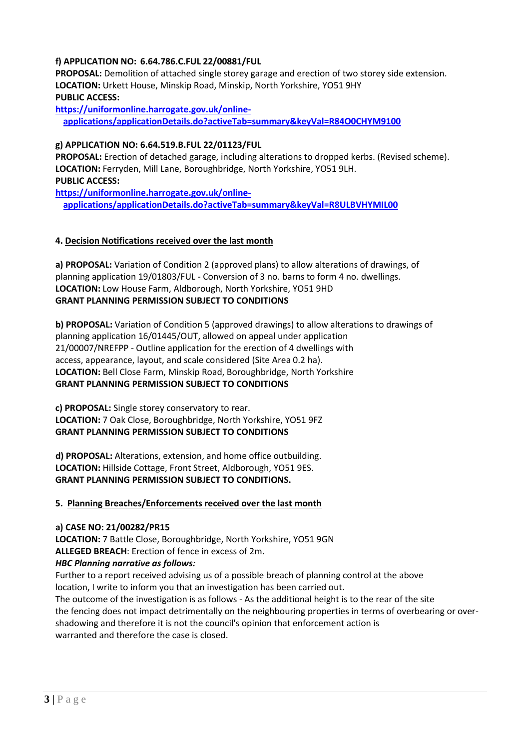**f) APPLICATION NO: 6.64.786.C.FUL 22/00881/FUL**
**PROPOSAL:** Demolition of attached single storey garage and erection of two storey side extension.
**LOCATION:** Urkett House, Minskip Road, Minskip, North Yorkshire, YO51 9HY
**PUBLIC ACCESS:**
**https://uniformonline.harrogate.gov.uk/online-applications/applicationDetails.do?activeTab=summary&keyVal=R84O0CHYM9100**

**g) APPLICATION NO: 6.64.519.B.FUL 22/01123/FUL**
**PROPOSAL:** Erection of detached garage, including alterations to dropped kerbs. (Revised scheme).
**LOCATION:** Ferryden, Mill Lane, Boroughbridge, North Yorkshire, YO51 9LH.
**PUBLIC ACCESS:**
**https://uniformonline.harrogate.gov.uk/online-applications/applicationDetails.do?activeTab=summary&keyVal=R8ULBVHYMIL00**

**4. Decision Notifications received over the last month**

**a) PROPOSAL:** Variation of Condition 2 (approved plans) to allow alterations of drawings, of planning application 19/01803/FUL - Conversion of 3 no. barns to form 4 no. dwellings.
**LOCATION:** Low House Farm, Aldborough, North Yorkshire, YO51 9HD
**GRANT PLANNING PERMISSION SUBJECT TO CONDITIONS**

**b) PROPOSAL:** Variation of Condition 5 (approved drawings) to allow alterations to drawings of planning application 16/01445/OUT, allowed on appeal under application 21/00007/NREFPP - Outline application for the erection of 4 dwellings with access, appearance, layout, and scale considered (Site Area 0.2 ha).
**LOCATION:** Bell Close Farm, Minskip Road, Boroughbridge, North Yorkshire
**GRANT PLANNING PERMISSION SUBJECT TO CONDITIONS**

**c) PROPOSAL:** Single storey conservatory to rear.
**LOCATION:** 7 Oak Close, Boroughbridge, North Yorkshire, YO51 9FZ
**GRANT PLANNING PERMISSION SUBJECT TO CONDITIONS**

**d) PROPOSAL:** Alterations, extension, and home office outbuilding.
**LOCATION:** Hillside Cottage, Front Street, Aldborough, YO51 9ES.
**GRANT PLANNING PERMISSION SUBJECT TO CONDITIONS.**

**5. Planning Breaches/Enforcements received over the last month**

**a) CASE NO: 21/00282/PR15**
**LOCATION:** 7 Battle Close, Boroughbridge, North Yorkshire, YO51 9GN
**ALLEGED BREACH**: Erection of fence in excess of 2m.
***HBC Planning narrative as follows:***
Further to a report received advising us of a possible breach of planning control at the above location, I write to inform you that an investigation has been carried out.
The outcome of the investigation is as follows - As the additional height is to the rear of the site the fencing does not impact detrimentally on the neighbouring properties in terms of overbearing or over-shadowing and therefore it is not the council's opinion that enforcement action is warranted and therefore the case is closed.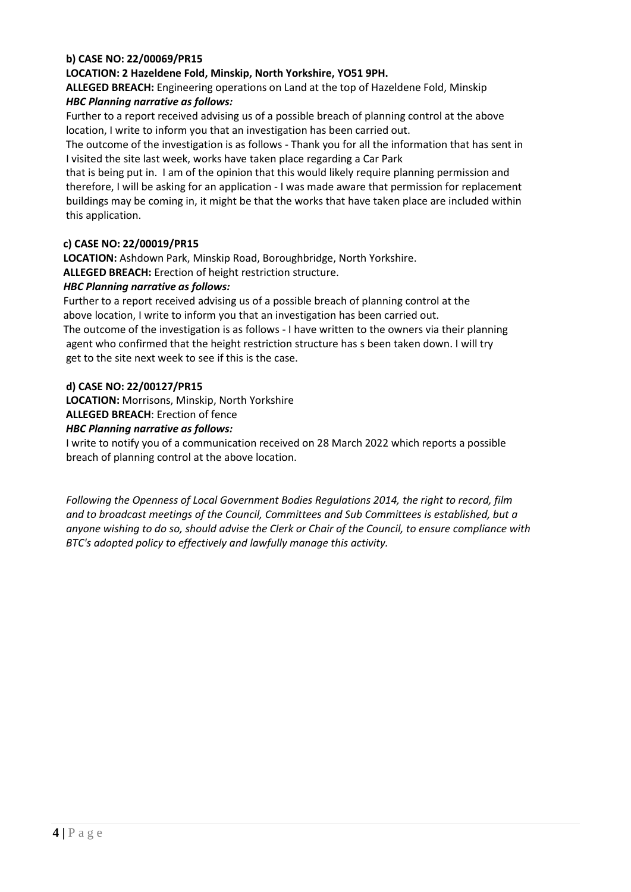**b) CASE NO: 22/00069/PR15**

**LOCATION: 2 Hazeldene Fold, Minskip, North Yorkshire, YO51 9PH.**

**ALLEGED BREACH:** Engineering operations on Land at the top of Hazeldene Fold, Minskip

***HBC Planning narrative as follows:***

Further to a report received advising us of a possible breach of planning control at the above location, I write to inform you that an investigation has been carried out.

The outcome of the investigation is as follows - Thank you for all the information that has sent in I visited the site last week, works have taken place regarding a Car Park that is being put in. I am of the opinion that this would likely require planning permission and therefore, I will be asking for an application - I was made aware that permission for replacement buildings may be coming in, it might be that the works that have taken place are included within this application.

**c) CASE NO: 22/00019/PR15**

**LOCATION:** Ashdown Park, Minskip Road, Boroughbridge, North Yorkshire.

**ALLEGED BREACH:** Erection of height restriction structure.

***HBC Planning narrative as follows:***

Further to a report received advising us of a possible breach of planning control at the above location, I write to inform you that an investigation has been carried out.

The outcome of the investigation is as follows - I have written to the owners via their planning agent who confirmed that the height restriction structure has s been taken down. I will try get to the site next week to see if this is the case.

**d) CASE NO: 22/00127/PR15**

**LOCATION:** Morrisons, Minskip, North Yorkshire

**ALLEGED BREACH**: Erection of fence

***HBC Planning narrative as follows:***

I write to notify you of a communication received on 28 March 2022 which reports a possible breach of planning control at the above location.

*Following the Openness of Local Government Bodies Regulations 2014, the right to record, film and to broadcast meetings of the Council, Committees and Sub Committees is established, but a anyone wishing to do so, should advise the Clerk or Chair of the Council, to ensure compliance with BTC's adopted policy to effectively and lawfully manage this activity.*